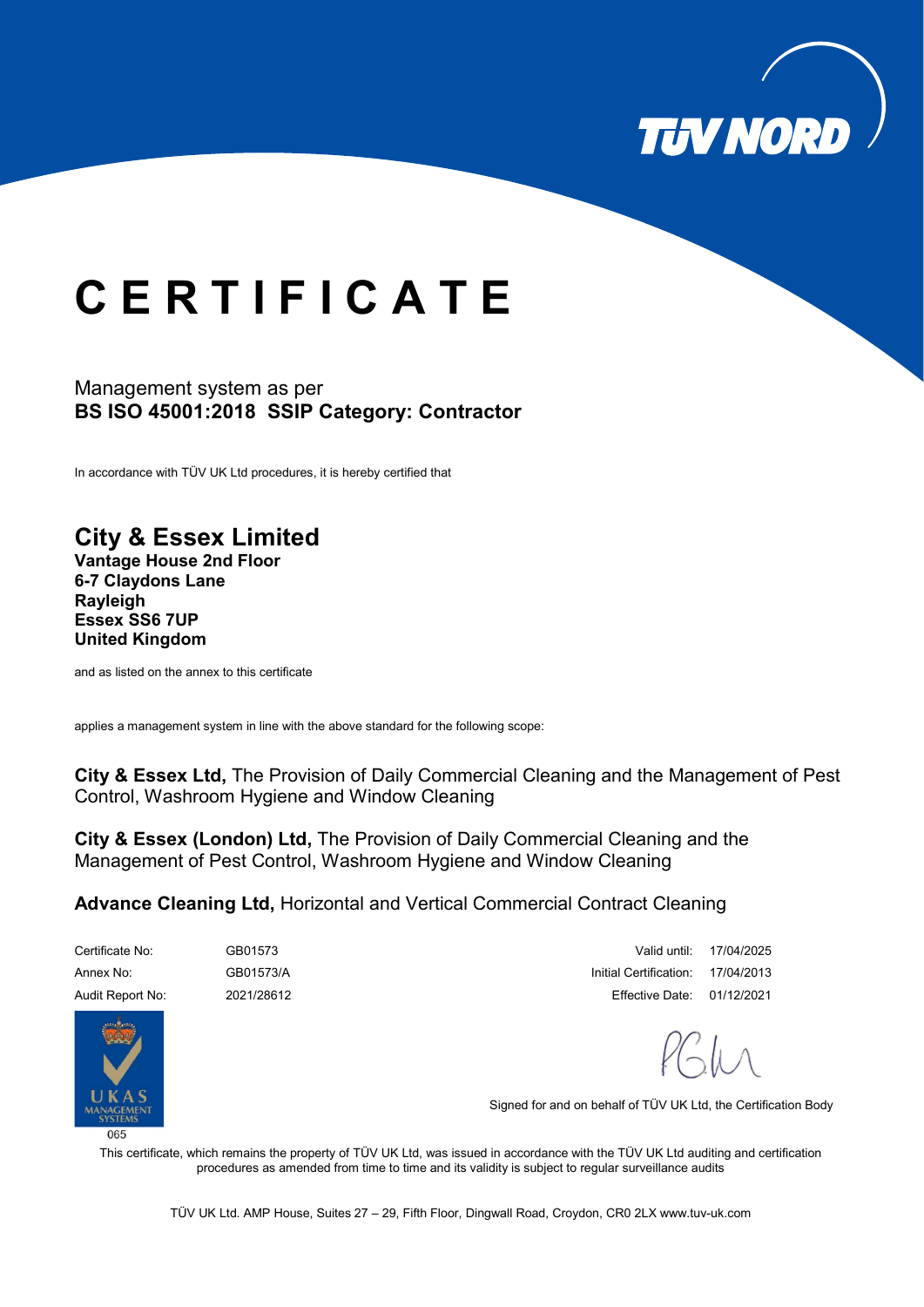TÜV NORD

# C E R T I F I C A T E

Management system as per
**BS ISO 45001:2018 SSIP Category: Contractor**

In accordance with TÜV UK Ltd procedures, it is hereby certified that

## City & Essex Limited

**Vantage House 2nd Floor**
**6-7 Claydons Lane**
**Rayleigh**
**Essex SS6 7UP**
**United Kingdom**

and as listed on the annex to this certificate

applies a management system in line with the above standard for the following scope:

**City & Essex Ltd,** The Provision of Daily Commercial Cleaning and the Management of Pest Control, Washroom Hygiene and Window Cleaning

**City & Essex (London) Ltd,** The Provision of Daily Commercial Cleaning and the Management of Pest Control, Washroom Hygiene and Window Cleaning

**Advance Cleaning Ltd,** Horizontal and Vertical Commercial Contract Cleaning

| | | | |
|---|---|---|---|
| Certificate No: | GB01573 | Valid until: | 17/04/2025 |
| Annex No: | GB01573/A | Initial Certification: | 17/04/2013 |
| Audit Report No: | 2021/28612 | Effective Date: | 01/12/2021 |

UKAS MANAGEMENT SYSTEMS
065

Signed for and on behalf of TÜV UK Ltd, the Certification Body

This certificate, which remains the property of TÜV UK Ltd, was issued in accordance with the TÜV UK Ltd auditing and certification procedures as amended from time to time and its validity is subject to regular surveillance audits

TÜV UK Ltd. AMP House, Suites 27 – 29, Fifth Floor, Dingwall Road, Croydon, CR0 2LX www.tuv-uk.com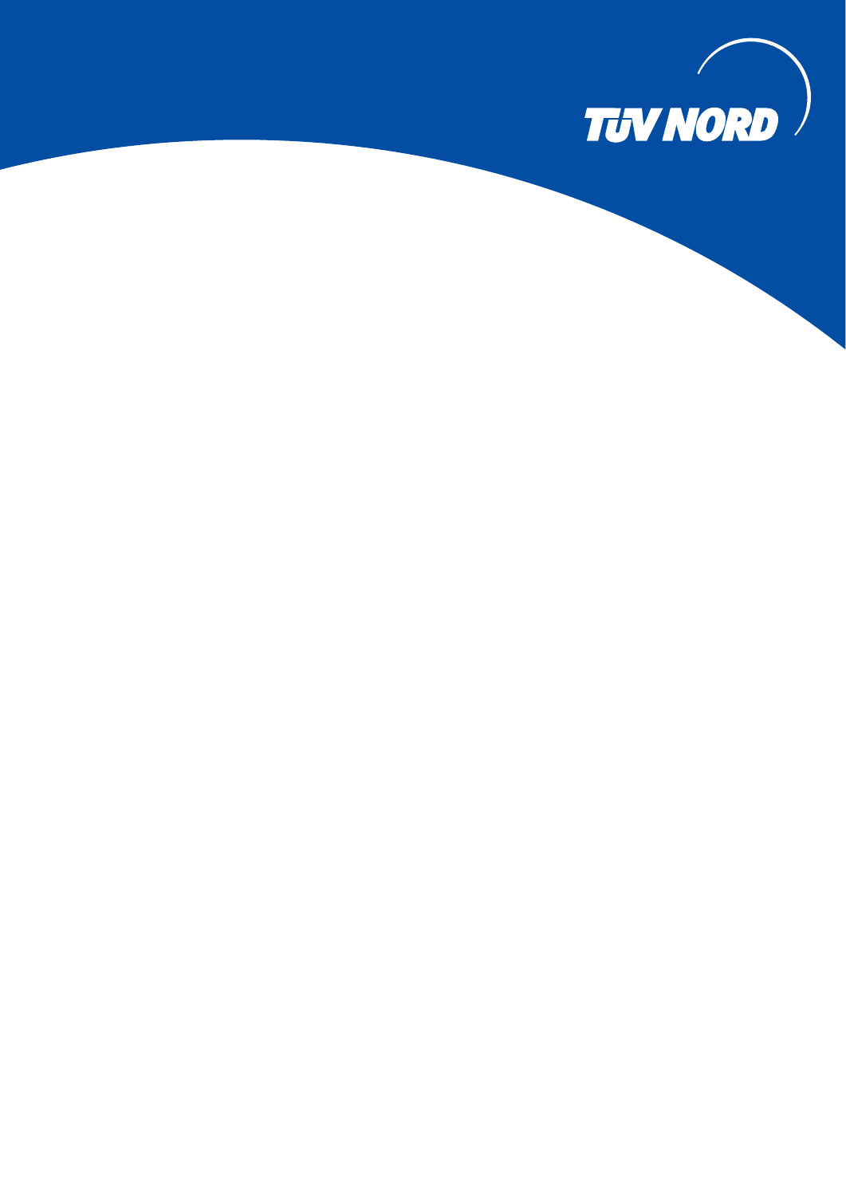TÜV NORD